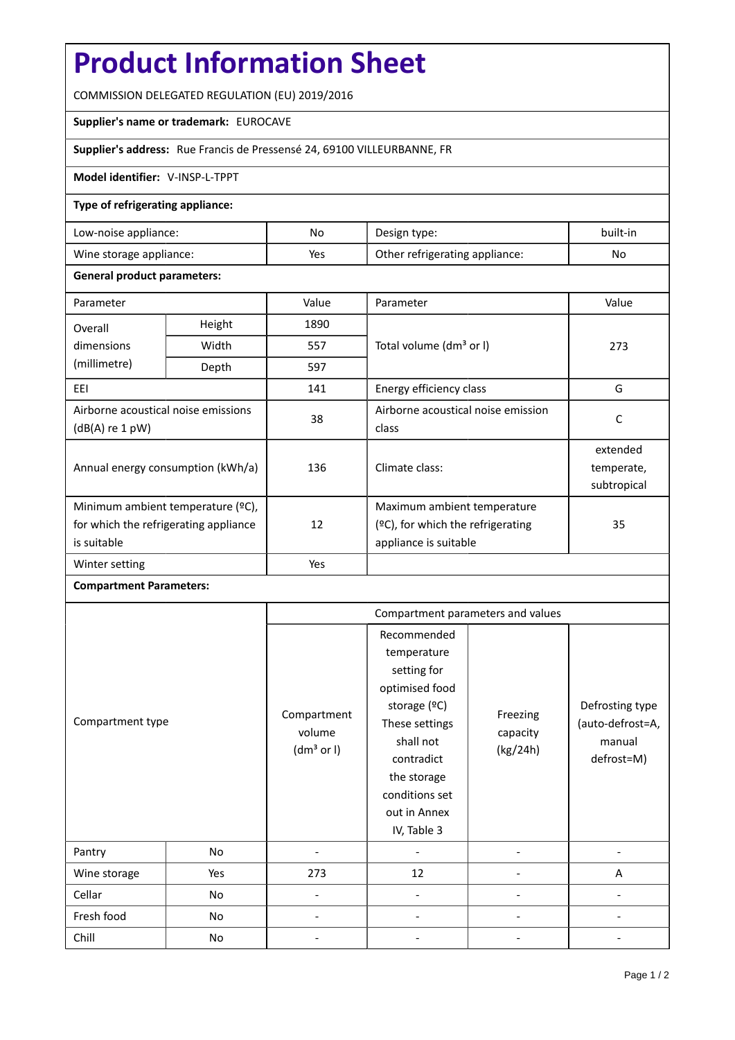# Product Information Sheet

COMMISSION DELEGATED REGULATION (EU) 2019/2016

**Supplier's name or trademark:** EUROCAVE

**Supplier's address:** Rue Francis de Pressensé 24, 69100 VILLEURBANNE, FR

**Model identifier:** V-INSP-L-TPPT

**Type of refrigerating appliance:**

| Low-noise appliance: | No | Design type: | built-in |
|---|---|---|---|
| Wine storage appliance: | Yes | Other refrigerating appliance: | No |

**General product parameters:**

| Parameter | | Value | Parameter | Value |
|---|---|---|---|---|
| Overall dimensions (millimetre) | Height | 1890 | Total volume (dm³ or l) | 273 |
| | Width | 557 | | |
| | Depth | 597 | | |
| EEI | | 141 | Energy efficiency class | G |
| Airborne acoustical noise emissions (dB(A) re 1 pW) | | 38 | Airborne acoustical noise emission class | C |
| Annual energy consumption (kWh/a) | | 136 | Climate class: | extended temperate, subtropical |
| Minimum ambient temperature (ºC), for which the refrigerating appliance is suitable | | 12 | Maximum ambient temperature (ºC), for which the refrigerating appliance is suitable | 35 |
| Winter setting | | Yes | | |

**Compartment Parameters:**

| Compartment type | | Compartment parameters and values | | | |
|---|---|---|---|---|---|
| | | Compartment volume (dm³ or l) | Recommended temperature setting for optimised food storage (ºC) These settings shall not contradict the storage conditions set out in Annex IV, Table 3 | Freezing capacity (kg/24h) | Defrosting type (auto-defrost=A, manual defrost=M) |
| Pantry | No | - | - | - | - |
| Wine storage | Yes | 273 | 12 | - | A |
| Cellar | No | - | - | - | - |
| Fresh food | No | - | - | - | - |
| Chill | No | - | - | - | - |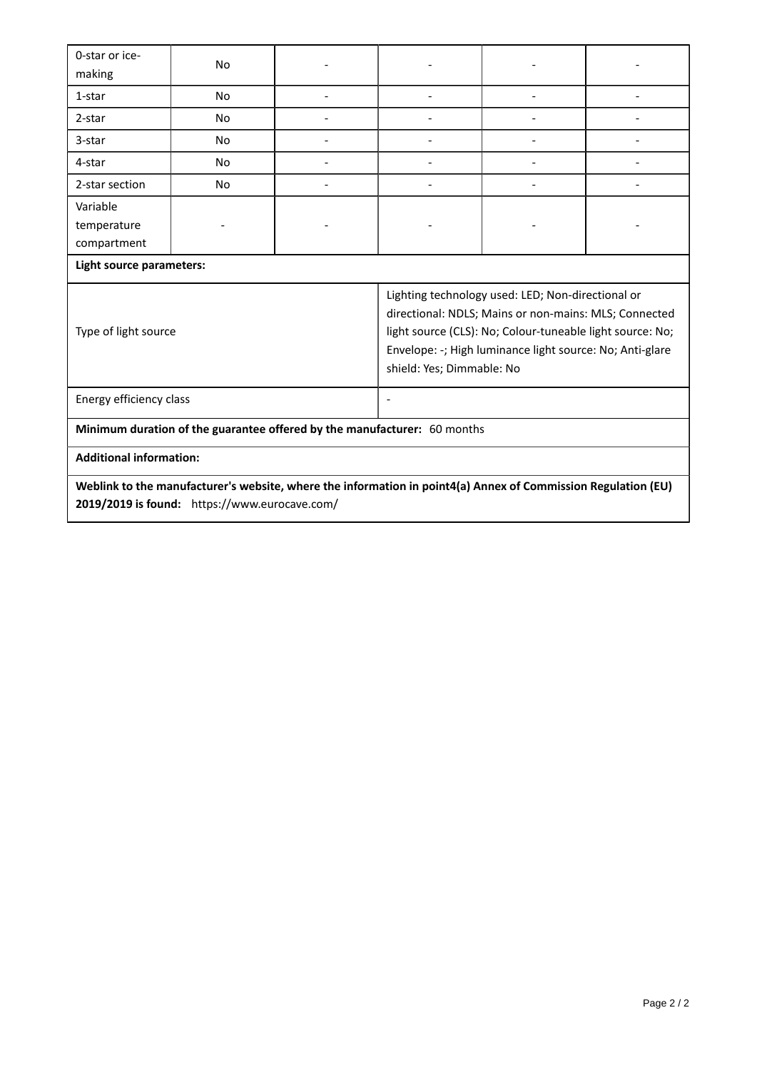| | | | | | |
|---|---|---|---|---|---|
| 0-star or ice-making | No | - | - | - | - |
| 1-star | No | - | - | - | - |
| 2-star | No | - | - | - | - |
| 3-star | No | - | - | - | - |
| 4-star | No | - | - | - | - |
| 2-star section | No | - | - | - | - |
| Variable temperature compartment | - | - | - | - | - |

| | |
|---|---|
| **Light source parameters:** | |
| Type of light source | Lighting technology used: LED; Non-directional or directional: NDLS; Mains or non-mains: MLS; Connected light source (CLS): No; Colour-tuneable light source: No; Envelope: -; High luminance light source: No; Anti-glare shield: Yes; Dimmable: No |
| Energy efficiency class | - |
| **Minimum duration of the guarantee offered by the manufacturer:** 60 months | |
| **Additional information:** | |
| **Weblink to the manufacturer's website, where the information in point4(a) Annex of Commission Regulation (EU) 2019/2019 is found:** https://www.eurocave.com/ | |